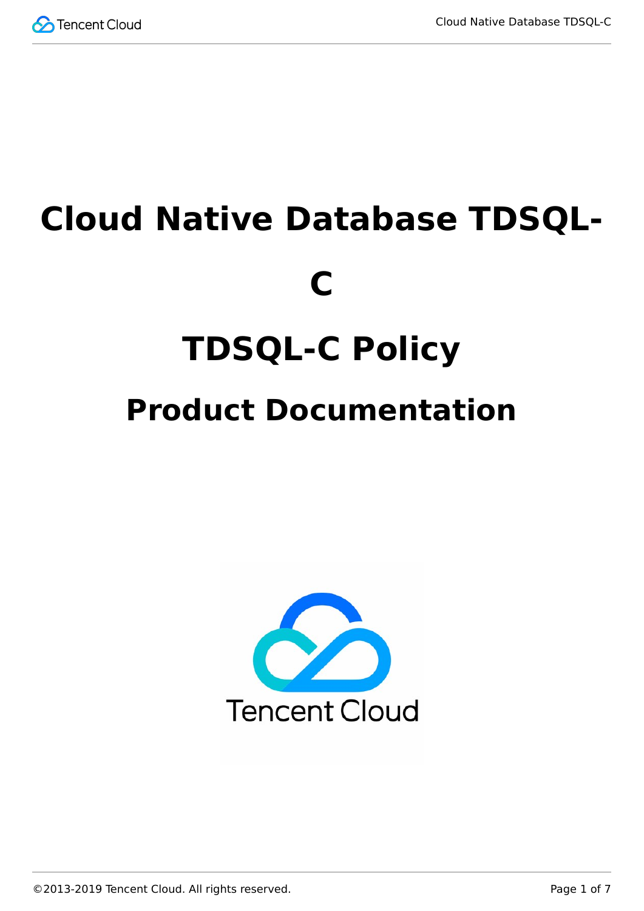# Cloud Native Database TDSQL-C

# TDSQL-C Policy

## Product Documentation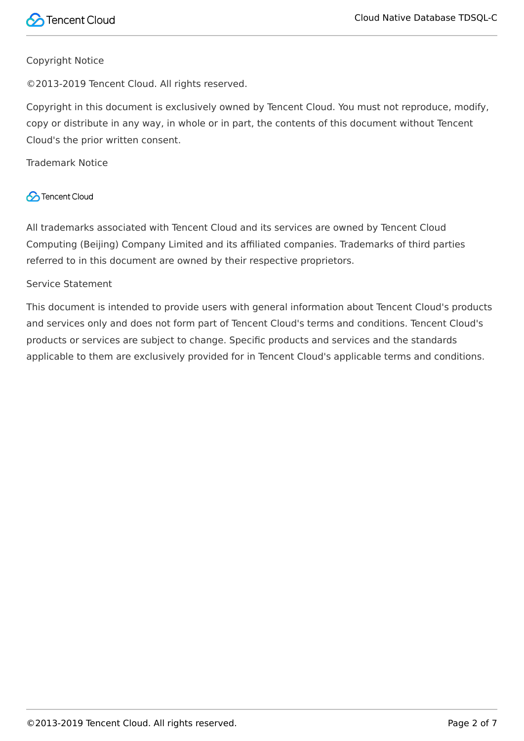Copyright Notice

©2013-2019 Tencent Cloud. All rights reserved.

Copyright in this document is exclusively owned by Tencent Cloud. You must not reproduce, modify, copy or distribute in any way, in whole or in part, the contents of this document without Tencent Cloud's the prior written consent.

Trademark Notice

Tencent Cloud

All trademarks associated with Tencent Cloud and its services are owned by Tencent Cloud Computing (Beijing) Company Limited and its affiliated companies. Trademarks of third parties referred to in this document are owned by their respective proprietors.

Service Statement

This document is intended to provide users with general information about Tencent Cloud's products and services only and does not form part of Tencent Cloud's terms and conditions. Tencent Cloud's products or services are subject to change. Specific products and services and the standards applicable to them are exclusively provided for in Tencent Cloud's applicable terms and conditions.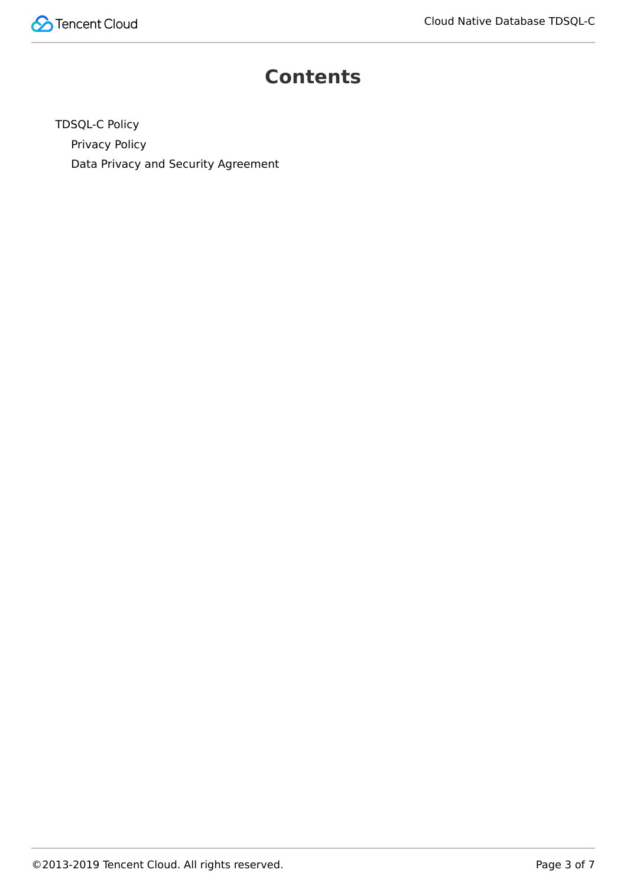# Contents

- TDSQL-C Policy
  - Privacy Policy
  - Data Privacy and Security Agreement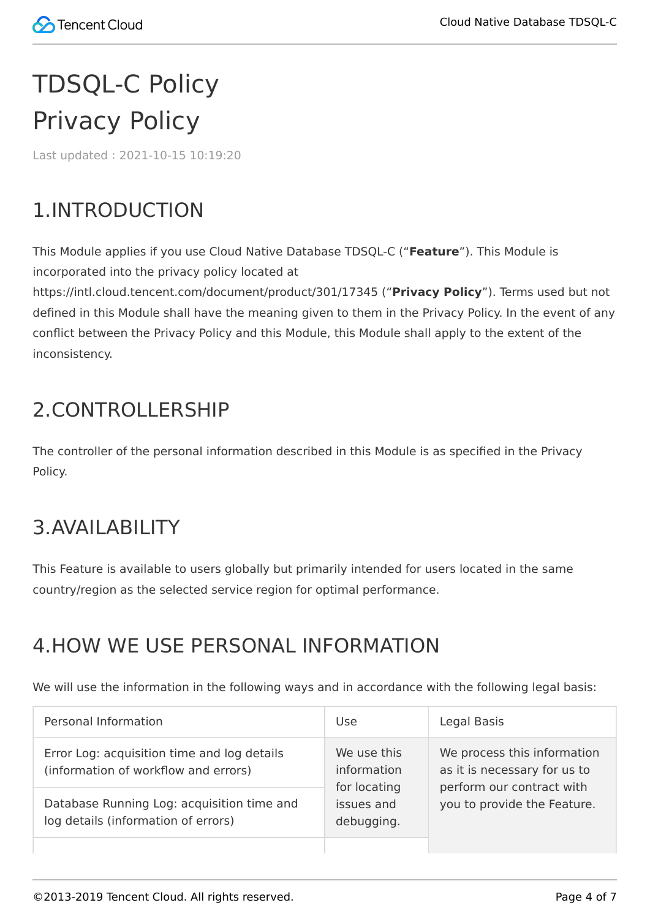# TDSQL-C Policy

# Privacy Policy

Last updated : 2021-10-15 10:19:20

## 1.INTRODUCTION

This Module applies if you use Cloud Native Database TDSQL-C (“**Feature**”). This Module is incorporated into the privacy policy located at https://intl.cloud.tencent.com/document/product/301/17345 (“**Privacy Policy**”). Terms used but not defined in this Module shall have the meaning given to them in the Privacy Policy. In the event of any conflict between the Privacy Policy and this Module, this Module shall apply to the extent of the inconsistency.

## 2.CONTROLLERSHIP

The controller of the personal information described in this Module is as specified in the Privacy Policy.

## 3.AVAILABILITY

This Feature is available to users globally but primarily intended for users located in the same country/region as the selected service region for optimal performance.

## 4.HOW WE USE PERSONAL INFORMATION

We will use the information in the following ways and in accordance with the following legal basis:

| Personal Information | Use | Legal Basis |
| --- | --- | --- |
| Error Log: acquisition time and log details (information of workflow and errors) | We use this information for locating issues and debugging. | We process this information as it is necessary for us to perform our contract with you to provide the Feature. |
| Database Running Log: acquisition time and log details (information of errors) | | |
| | | |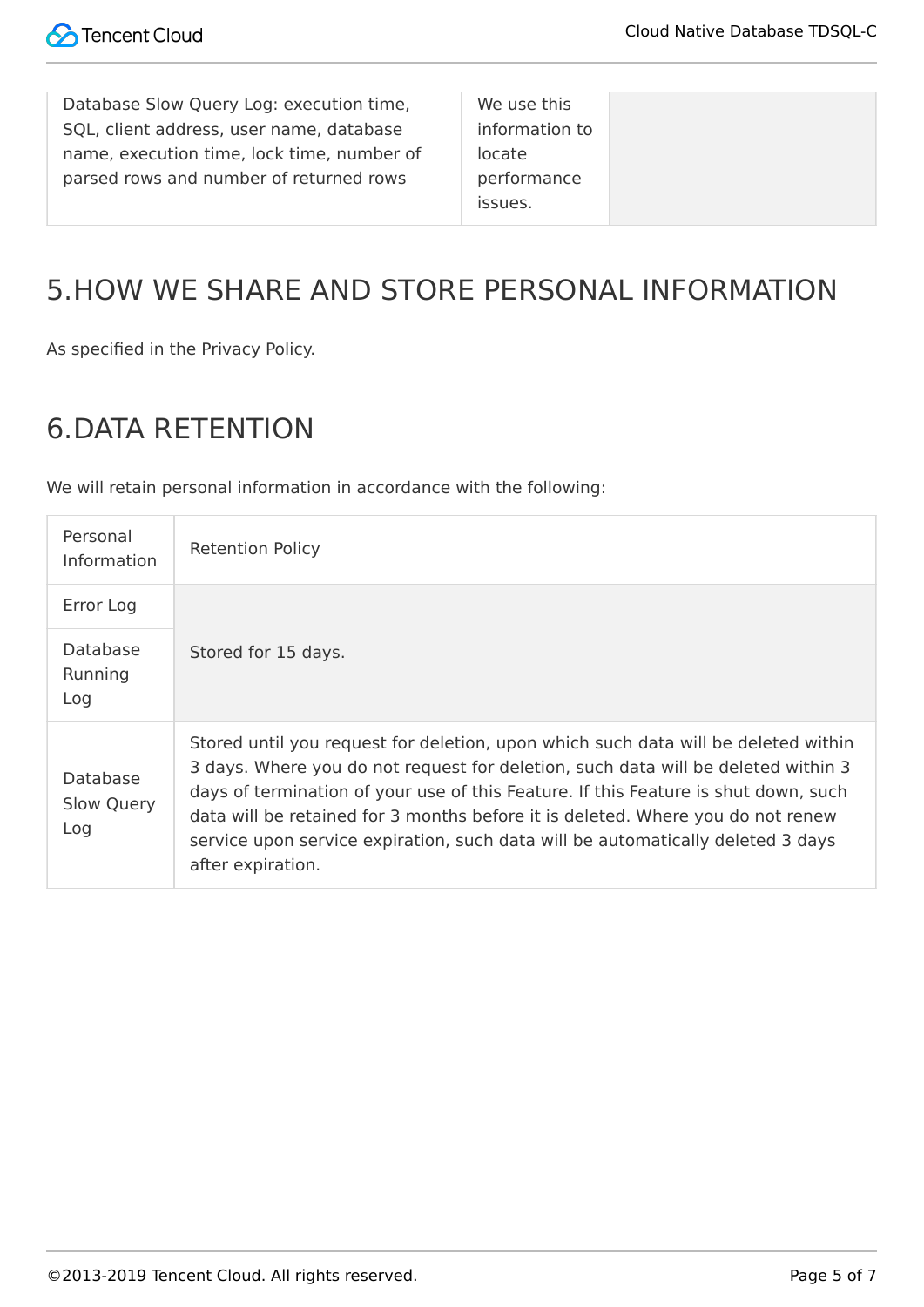| | | |
|---|---|---|
| Database Slow Query Log: execution time, SQL, client address, user name, database name, execution time, lock time, number of parsed rows and number of returned rows | We use this information to locate performance issues. | |

## 5.HOW WE SHARE AND STORE PERSONAL INFORMATION

As specified in the Privacy Policy.

## 6.DATA RETENTION

We will retain personal information in accordance with the following:

| Personal Information | Retention Policy |
|---|---|
| Error Log | Stored for 15 days. |
| Database Running Log | |
| Database Slow Query Log | Stored until you request for deletion, upon which such data will be deleted within 3 days. Where you do not request for deletion, such data will be deleted within 3 days of termination of your use of this Feature. If this Feature is shut down, such data will be retained for 3 months before it is deleted. Where you do not renew service upon service expiration, such data will be automatically deleted 3 days after expiration. |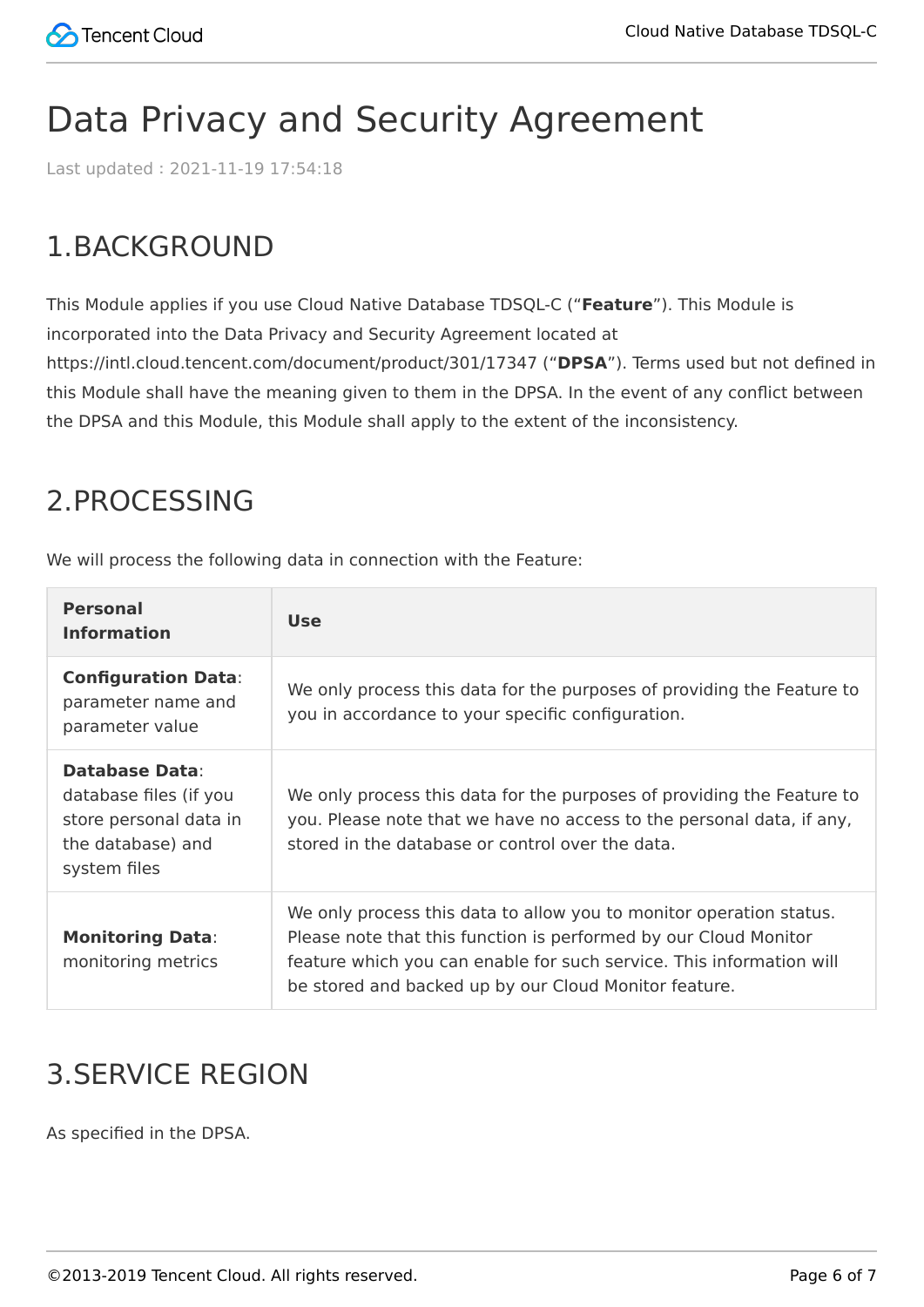# Data Privacy and Security Agreement

Last updated : 2021-11-19 17:54:18

## 1.BACKGROUND

This Module applies if you use Cloud Native Database TDSQL-C ("**Feature**"). This Module is incorporated into the Data Privacy and Security Agreement located at https://intl.cloud.tencent.com/document/product/301/17347 ("**DPSA**"). Terms used but not defined in this Module shall have the meaning given to them in the DPSA. In the event of any conflict between the DPSA and this Module, this Module shall apply to the extent of the inconsistency.

## 2.PROCESSING

We will process the following data in connection with the Feature:

| Personal Information | Use |
| --- | --- |
| **Configuration Data**: parameter name and parameter value | We only process this data for the purposes of providing the Feature to you in accordance to your specific configuration. |
| **Database Data**: database files (if you store personal data in the database) and system files | We only process this data for the purposes of providing the Feature to you. Please note that we have no access to the personal data, if any, stored in the database or control over the data. |
| **Monitoring Data**: monitoring metrics | We only process this data to allow you to monitor operation status. Please note that this function is performed by our Cloud Monitor feature which you can enable for such service. This information will be stored and backed up by our Cloud Monitor feature. |

## 3.SERVICE REGION

As specified in the DPSA.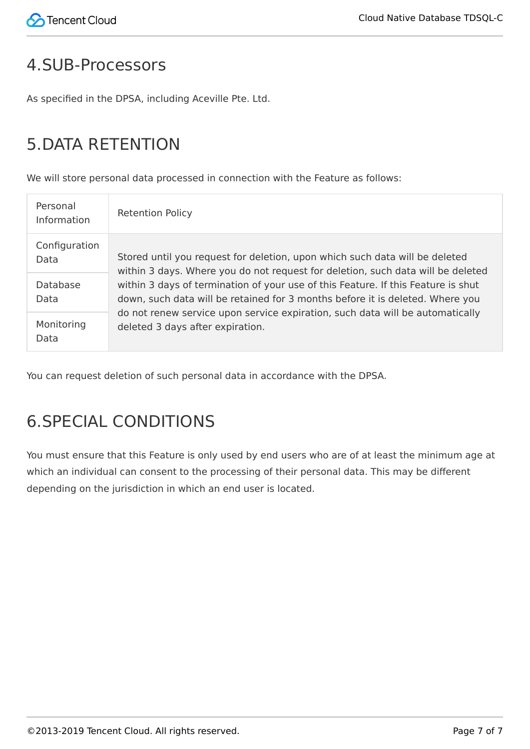## 4.SUB-Processors

As specified in the DPSA, including Aceville Pte. Ltd.

## 5.DATA RETENTION

We will store personal data processed in connection with the Feature as follows:

| Personal Information | Retention Policy |
| --- | --- |
| Configuration Data | Stored until you request for deletion, upon which such data will be deleted within 3 days. Where you do not request for deletion, such data will be deleted within 3 days of termination of your use of this Feature. If this Feature is shut down, such data will be retained for 3 months before it is deleted. Where you do not renew service upon service expiration, such data will be automatically deleted 3 days after expiration. |
| Database Data | |
| Monitoring Data | |

You can request deletion of such personal data in accordance with the DPSA.

## 6.SPECIAL CONDITIONS

You must ensure that this Feature is only used by end users who are of at least the minimum age at which an individual can consent to the processing of their personal data. This may be different depending on the jurisdiction in which an end user is located.